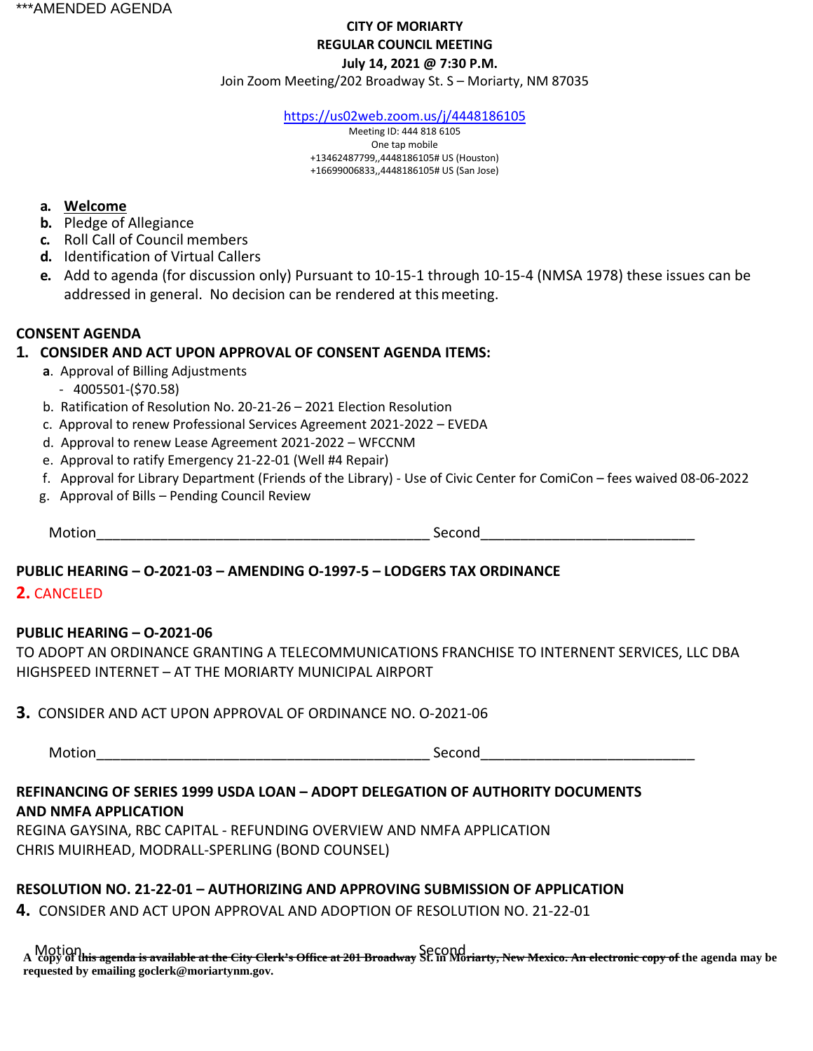***AMENDED AGENDA

**CITY OF MORIARTY**
**REGULAR COUNCIL MEETING**
**July 14, 2021 @ 7:30 P.M.**
Join Zoom Meeting/202 Broadway St. S – Moriarty, NM 87035

https://us02web.zoom.us/j/4448186105
Meeting ID: 444 818 6105
One tap mobile
+13462487799,,4448186105# US (Houston)
+16699006833,,4448186105# US (San Jose)

- **a.** **Welcome**
- **b.** Pledge of Allegiance
- **c.** Roll Call of Council members
- **d.** Identification of Virtual Callers
- **e.** Add to agenda (for discussion only) Pursuant to 10-15-1 through 10-15-4 (NMSA 1978) these issues can be addressed in general. No decision can be rendered at this meeting.

**CONSENT AGENDA**

**1. CONSIDER AND ACT UPON APPROVAL OF CONSENT AGENDA ITEMS:**

- **a**. Approval of Billing Adjustments
  - 4005501-($70.58)
- b. Ratification of Resolution No. 20-21-26 – 2021 Election Resolution
- c. Approval to renew Professional Services Agreement 2021-2022 – EVEDA
- d. Approval to renew Lease Agreement 2021-2022 – WFCCNM
- e. Approval to ratify Emergency 21-22-01 (Well #4 Repair)
- f. Approval for Library Department (Friends of the Library) - Use of Civic Center for ComiCon – fees waived 08-06-2022
- g. Approval of Bills – Pending Council Review

Motion\_\_\_\_\_\_\_\_\_\_\_\_\_\_\_\_\_\_\_\_\_\_\_\_\_\_\_\_\_\_\_\_\_\_\_\_\_\_\_\_\_ Second\_\_\_\_\_\_\_\_\_\_\_\_\_\_\_\_\_\_\_\_\_\_\_\_\_\_\_

**PUBLIC HEARING – O-2021-03 – AMENDING O-1997-5 – LODGERS TAX ORDINANCE**

**2.** CANCELED

**PUBLIC HEARING – O-2021-06**

TO ADOPT AN ORDINANCE GRANTING A TELECOMMUNICATIONS FRANCHISE TO INTERNENT SERVICES, LLC DBA HIGHSPEED INTERNET – AT THE MORIARTY MUNICIPAL AIRPORT

**3.** CONSIDER AND ACT UPON APPROVAL OF ORDINANCE NO. O-2021-06

Motion\_\_\_\_\_\_\_\_\_\_\_\_\_\_\_\_\_\_\_\_\_\_\_\_\_\_\_\_\_\_\_\_\_\_\_\_\_\_\_\_\_ Second\_\_\_\_\_\_\_\_\_\_\_\_\_\_\_\_\_\_\_\_\_\_\_\_\_\_\_

**REFINANCING OF SERIES 1999 USDA LOAN – ADOPT DELEGATION OF AUTHORITY DOCUMENTS AND NMFA APPLICATION**

REGINA GAYSINA, RBC CAPITAL - REFUNDING OVERVIEW AND NMFA APPLICATION
CHRIS MUIRHEAD, MODRALL-SPERLING (BOND COUNSEL)

**RESOLUTION NO. 21-22-01 – AUTHORIZING AND APPROVING SUBMISSION OF APPLICATION**

**4.** CONSIDER AND ACT UPON APPROVAL AND ADOPTION OF RESOLUTION NO. 21-22-01

Motion Second

**A copy of this agenda is available at the City Clerk's Office at 201 Broadway St. in Moriarty, New Mexico. An electronic copy of the agenda may be requested by emailing goclerk@moriartynm.gov.**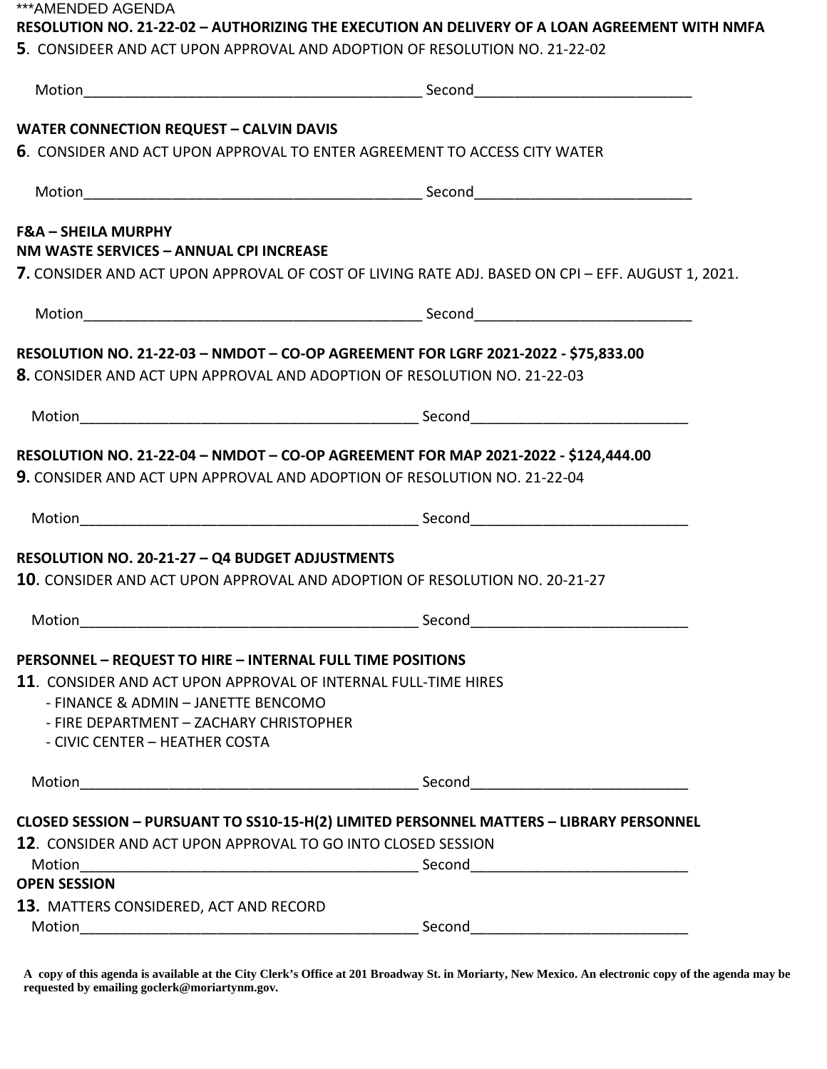***AMENDED AGENDA

**RESOLUTION NO. 21-22-02 – AUTHORIZING THE EXECUTION AN DELIVERY OF A LOAN AGREEMENT WITH NMFA**

**5**. CONSIDEER AND ACT UPON APPROVAL AND ADOPTION OF RESOLUTION NO. 21-22-02

Motion\_\_\_\_\_\_\_\_\_\_\_\_\_\_\_\_\_\_\_\_\_\_\_\_\_\_\_\_\_\_\_\_\_\_\_\_\_\_\_\_\_\_ Second\_\_\_\_\_\_\_\_\_\_\_\_\_\_\_\_\_\_\_\_\_\_\_\_\_\_\_

**WATER CONNECTION REQUEST – CALVIN DAVIS**

**6**. CONSIDER AND ACT UPON APPROVAL TO ENTER AGREEMENT TO ACCESS CITY WATER

Motion\_\_\_\_\_\_\_\_\_\_\_\_\_\_\_\_\_\_\_\_\_\_\_\_\_\_\_\_\_\_\_\_\_\_\_\_\_\_\_\_\_\_ Second\_\_\_\_\_\_\_\_\_\_\_\_\_\_\_\_\_\_\_\_\_\_\_\_\_\_\_

**F&A – SHEILA MURPHY**

**NM WASTE SERVICES – ANNUAL CPI INCREASE**

**7.** CONSIDER AND ACT UPON APPROVAL OF COST OF LIVING RATE ADJ. BASED ON CPI – EFF. AUGUST 1, 2021.

Motion\_\_\_\_\_\_\_\_\_\_\_\_\_\_\_\_\_\_\_\_\_\_\_\_\_\_\_\_\_\_\_\_\_\_\_\_\_\_\_\_\_\_ Second\_\_\_\_\_\_\_\_\_\_\_\_\_\_\_\_\_\_\_\_\_\_\_\_\_\_\_

**RESOLUTION NO. 21-22-03 – NMDOT – CO-OP AGREEMENT FOR LGRF 2021-2022 - $75,833.00**

**8.** CONSIDER AND ACT UPN APPROVAL AND ADOPTION OF RESOLUTION NO. 21-22-03

Motion\_\_\_\_\_\_\_\_\_\_\_\_\_\_\_\_\_\_\_\_\_\_\_\_\_\_\_\_\_\_\_\_\_\_\_\_\_\_\_\_\_\_ Second\_\_\_\_\_\_\_\_\_\_\_\_\_\_\_\_\_\_\_\_\_\_\_\_\_\_\_

**RESOLUTION NO. 21-22-04 – NMDOT – CO-OP AGREEMENT FOR MAP 2021-2022 - $124,444.00**

**9.** CONSIDER AND ACT UPN APPROVAL AND ADOPTION OF RESOLUTION NO. 21-22-04

Motion\_\_\_\_\_\_\_\_\_\_\_\_\_\_\_\_\_\_\_\_\_\_\_\_\_\_\_\_\_\_\_\_\_\_\_\_\_\_\_\_\_\_ Second\_\_\_\_\_\_\_\_\_\_\_\_\_\_\_\_\_\_\_\_\_\_\_\_\_\_\_

**RESOLUTION NO. 20-21-27 – Q4 BUDGET ADJUSTMENTS**

**10**. CONSIDER AND ACT UPON APPROVAL AND ADOPTION OF RESOLUTION NO. 20-21-27

Motion\_\_\_\_\_\_\_\_\_\_\_\_\_\_\_\_\_\_\_\_\_\_\_\_\_\_\_\_\_\_\_\_\_\_\_\_\_\_\_\_\_\_ Second\_\_\_\_\_\_\_\_\_\_\_\_\_\_\_\_\_\_\_\_\_\_\_\_\_\_\_

**PERSONNEL – REQUEST TO HIRE – INTERNAL FULL TIME POSITIONS**

**11**. CONSIDER AND ACT UPON APPROVAL OF INTERNAL FULL-TIME HIRES
- FINANCE & ADMIN – JANETTE BENCOMO
- FIRE DEPARTMENT – ZACHARY CHRISTOPHER
- CIVIC CENTER – HEATHER COSTA

Motion\_\_\_\_\_\_\_\_\_\_\_\_\_\_\_\_\_\_\_\_\_\_\_\_\_\_\_\_\_\_\_\_\_\_\_\_\_\_\_\_\_\_ Second\_\_\_\_\_\_\_\_\_\_\_\_\_\_\_\_\_\_\_\_\_\_\_\_\_\_\_

**CLOSED SESSION – PURSUANT TO SS10-15-H(2) LIMITED PERSONNEL MATTERS – LIBRARY PERSONNEL**

**12**. CONSIDER AND ACT UPON APPROVAL TO GO INTO CLOSED SESSION

Motion\_\_\_\_\_\_\_\_\_\_\_\_\_\_\_\_\_\_\_\_\_\_\_\_\_\_\_\_\_\_\_\_\_\_\_\_\_\_\_\_\_\_ Second\_\_\_\_\_\_\_\_\_\_\_\_\_\_\_\_\_\_\_\_\_\_\_\_\_\_\_

**OPEN SESSION**

**13.** MATTERS CONSIDERED, ACT AND RECORD

Motion\_\_\_\_\_\_\_\_\_\_\_\_\_\_\_\_\_\_\_\_\_\_\_\_\_\_\_\_\_\_\_\_\_\_\_\_\_\_\_\_\_\_ Second\_\_\_\_\_\_\_\_\_\_\_\_\_\_\_\_\_\_\_\_\_\_\_\_\_\_\_

**A copy of this agenda is available at the City Clerk's Office at 201 Broadway St. in Moriarty, New Mexico. An electronic copy of the agenda may be requested by emailing goclerk@moriartynm.gov.**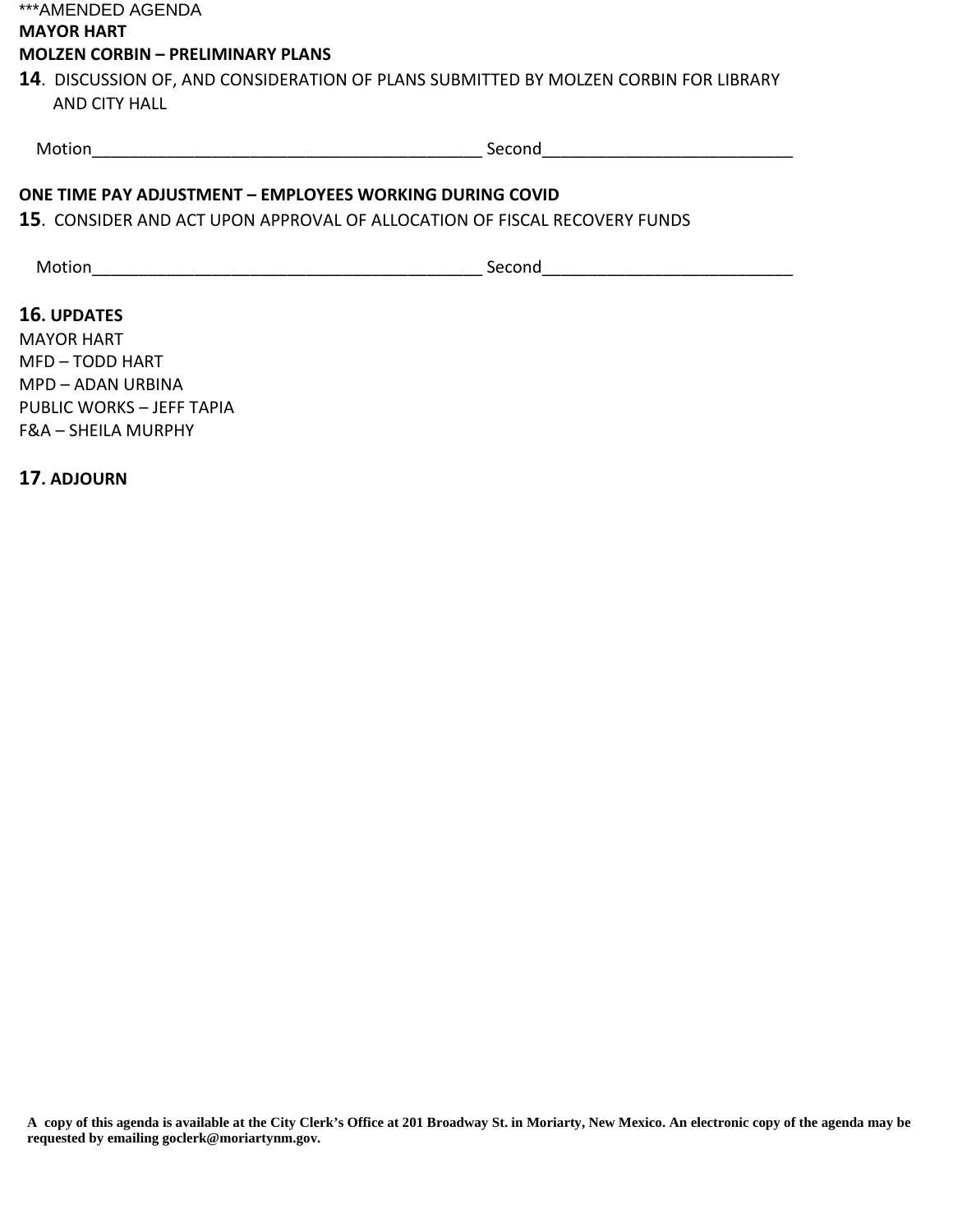***AMENDED AGENDA

**MAYOR HART**

**MOLZEN CORBIN – PRELIMINARY PLANS**

**14**. DISCUSSION OF, AND CONSIDERATION OF PLANS SUBMITTED BY MOLZEN CORBIN FOR LIBRARY AND CITY HALL

Motion___________________________________________ Second____________________________

**ONE TIME PAY ADJUSTMENT – EMPLOYEES WORKING DURING COVID**

**15**. CONSIDER AND ACT UPON APPROVAL OF ALLOCATION OF FISCAL RECOVERY FUNDS

Motion___________________________________________ Second____________________________

**16. UPDATES**

MAYOR HART
MFD – TODD HART
MPD – ADAN URBINA
PUBLIC WORKS – JEFF TAPIA
F&A – SHEILA MURPHY

**17. ADJOURN**

**A copy of this agenda is available at the City Clerk's Office at 201 Broadway St. in Moriarty, New Mexico. An electronic copy of the agenda may be requested by emailing goclerk@moriartynm.gov.**